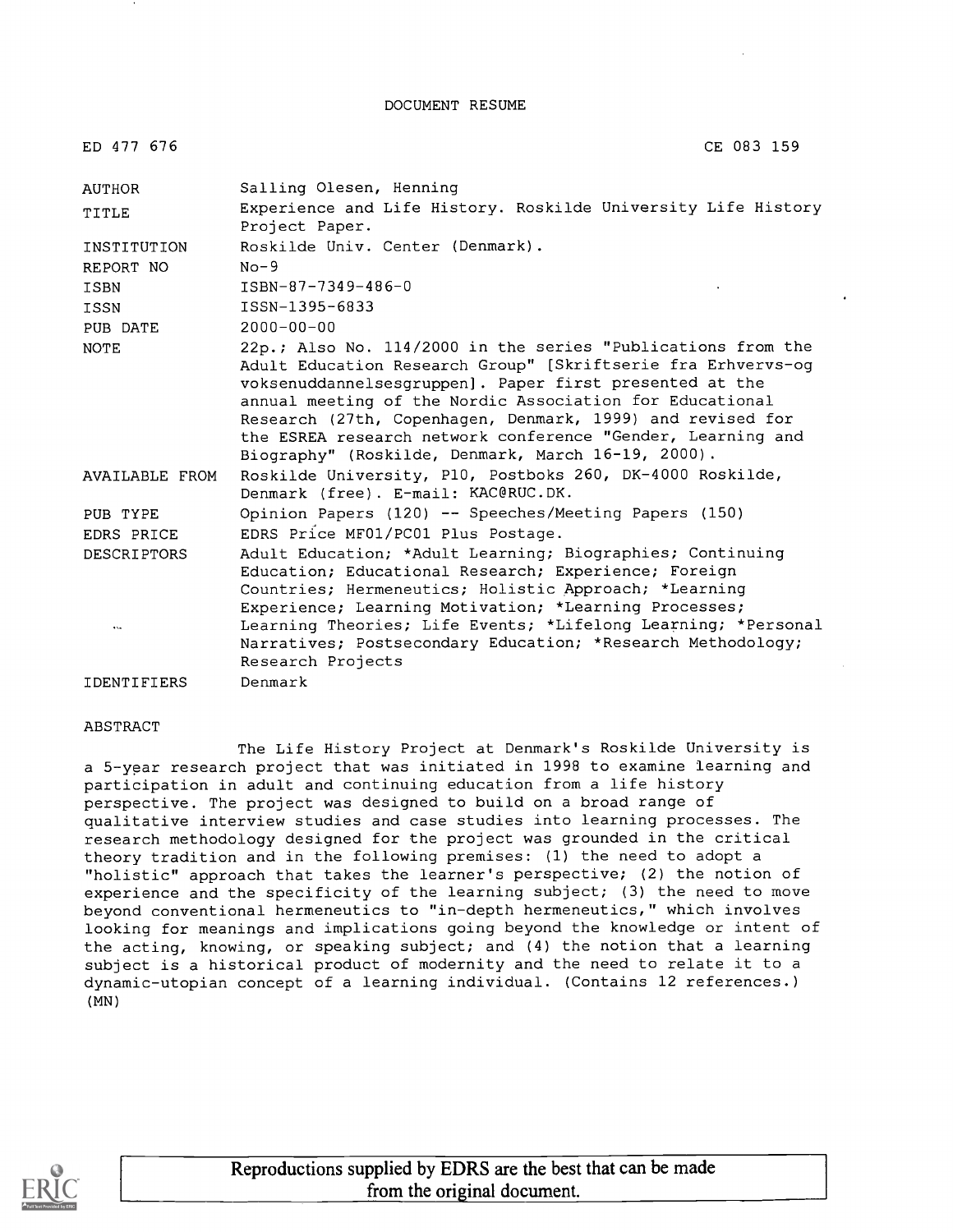DOCUMENT RESUME

| | |
|---|---|
| ED 477 676 | CE 083 159 |
| AUTHOR | Salling Olesen, Henning |
| TITLE | Experience and Life History. Roskilde University Life History Project Paper. |
| INSTITUTION | Roskilde Univ. Center (Denmark). |
| REPORT NO | No-9 |
| ISBN | ISBN-87-7349-486-0 |
| ISSN | ISSN-1395-6833 |
| PUB DATE | 2000-00-00 |
| NOTE | 22p.; Also No. 114/2000 in the series "Publications from the Adult Education Research Group" [Skriftserie fra Erhvervs-og voksenuddannelsesgruppen]. Paper first presented at the annual meeting of the Nordic Association for Educational Research (27th, Copenhagen, Denmark, 1999) and revised for the ESREA research network conference "Gender, Learning and Biography" (Roskilde, Denmark, March 16-19, 2000). |
| AVAILABLE FROM | Roskilde University, P10, Postboks 260, DK-4000 Roskilde, Denmark (free). E-mail: KAC@RUC.DK. |
| PUB TYPE | Opinion Papers (120) -- Speeches/Meeting Papers (150) |
| EDRS PRICE | EDRS Price MF01/PC01 Plus Postage. |
| DESCRIPTORS | Adult Education; *Adult Learning; Biographies; Continuing Education; Educational Research; Experience; Foreign Countries; Hermeneutics; Holistic Approach; *Learning Experience; Learning Motivation; *Learning Processes; Learning Theories; Life Events; *Lifelong Learning; *Personal Narratives; Postsecondary Education; *Research Methodology; Research Projects |
| IDENTIFIERS | Denmark |

ABSTRACT

The Life History Project at Denmark's Roskilde University is a 5-year research project that was initiated in 1998 to examine learning and participation in adult and continuing education from a life history perspective. The project was designed to build on a broad range of qualitative interview studies and case studies into learning processes. The research methodology designed for the project was grounded in the critical theory tradition and in the following premises: (1) the need to adopt a "holistic" approach that takes the learner's perspective; (2) the notion of experience and the specificity of the learning subject; (3) the need to move beyond conventional hermeneutics to "in-depth hermeneutics," which involves looking for meanings and implications going beyond the knowledge or intent of the acting, knowing, or speaking subject; and (4) the notion that a learning subject is a historical product of modernity and the need to relate it to a dynamic-utopian concept of a learning individual. (Contains 12 references.) (MN)

Reproductions supplied by EDRS are the best that can be made from the original document.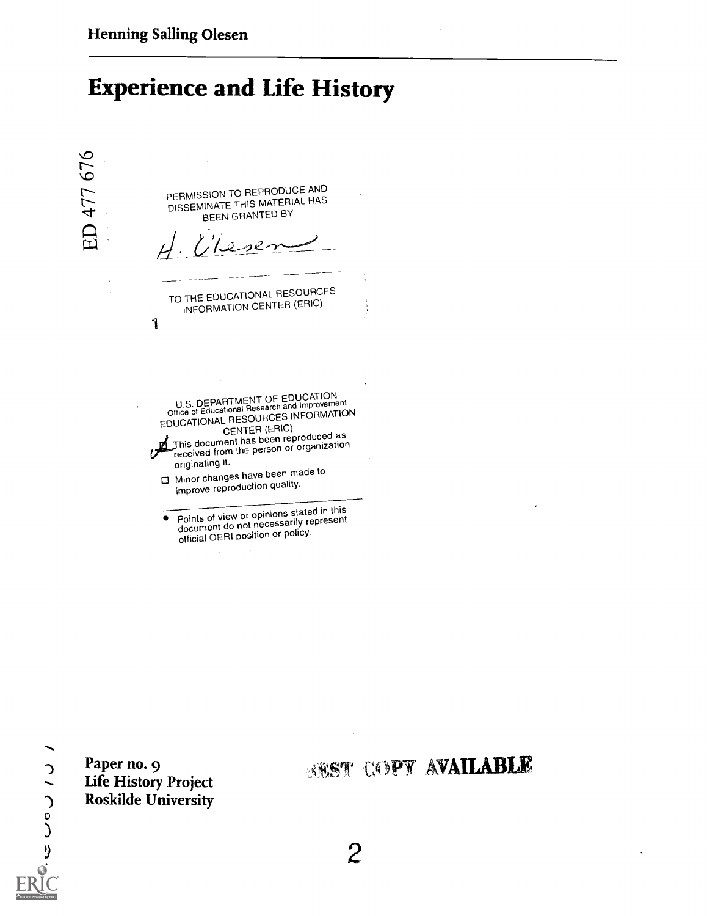Henning Salling Olesen

# Experience and Life History

ED 477 676

PERMISSION TO REPRODUCE AND DISSEMINATE THIS MATERIAL HAS BEEN GRANTED BY

H. Olesen

TO THE EDUCATIONAL RESOURCES INFORMATION CENTER (ERIC)

1

U.S. DEPARTMENT OF EDUCATION
Office of Educational Research and Improvement
EDUCATIONAL RESOURCES INFORMATION CENTER (ERIC)

- [x] This document has been reproduced as received from the person or organization originating it.
- [ ] Minor changes have been made to improve reproduction quality.

- Points of view or opinions stated in this document do not necessarily represent official OERI position or policy.

**Paper no. 9**
**Life History Project**
**Roskilde University**

**BEST COPY AVAILABLE**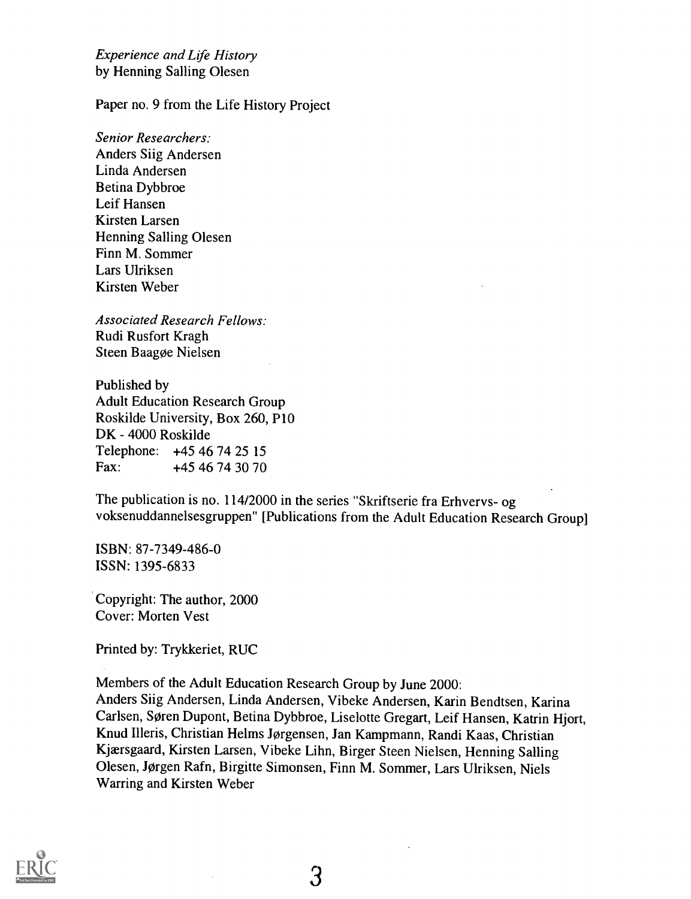*Experience and Life History*
by Henning Salling Olesen

Paper no. 9 from the Life History Project

*Senior Researchers:*
Anders Siig Andersen
Linda Andersen
Betina Dybbroe
Leif Hansen
Kirsten Larsen
Henning Salling Olesen
Finn M. Sommer
Lars Ulriksen
Kirsten Weber

*Associated Research Fellows:*
Rudi Rusfort Kragh
Steen Baagøe Nielsen

Published by
Adult Education Research Group
Roskilde University, Box 260, P10
DK - 4000 Roskilde
Telephone: +45 46 74 25 15
Fax: +45 46 74 30 70

The publication is no. 114/2000 in the series "Skriftserie fra Erhvervs- og voksenuddannelsesgruppen" [Publications from the Adult Education Research Group]

ISBN: 87-7349-486-0
ISSN: 1395-6833

Copyright: The author, 2000
Cover: Morten Vest

Printed by: Trykkeriet, RUC

Members of the Adult Education Research Group by June 2000:
Anders Siig Andersen, Linda Andersen, Vibeke Andersen, Karin Bendtsen, Karina Carlsen, Søren Dupont, Betina Dybbroe, Liselotte Gregart, Leif Hansen, Katrin Hjort, Knud Illeris, Christian Helms Jørgensen, Jan Kampmann, Randi Kaas, Christian Kjærsgaard, Kirsten Larsen, Vibeke Lihn, Birger Steen Nielsen, Henning Salling Olesen, Jørgen Rafn, Birgitte Simonsen, Finn M. Sommer, Lars Ulriksen, Niels Warring and Kirsten Weber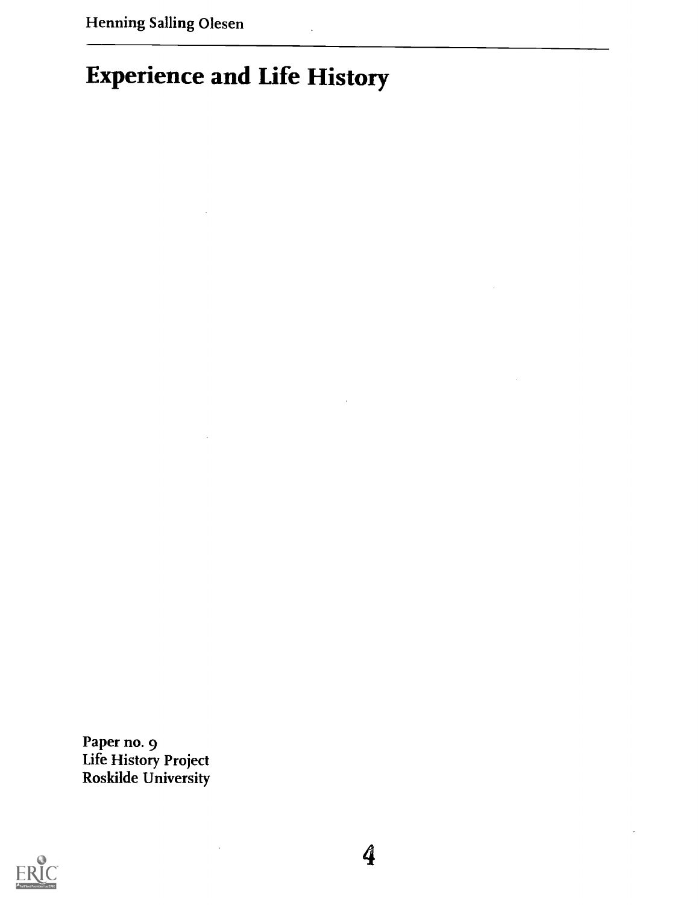Henning Salling Olesen

# Experience and Life History

Paper no. 9
Life History Project
Roskilde University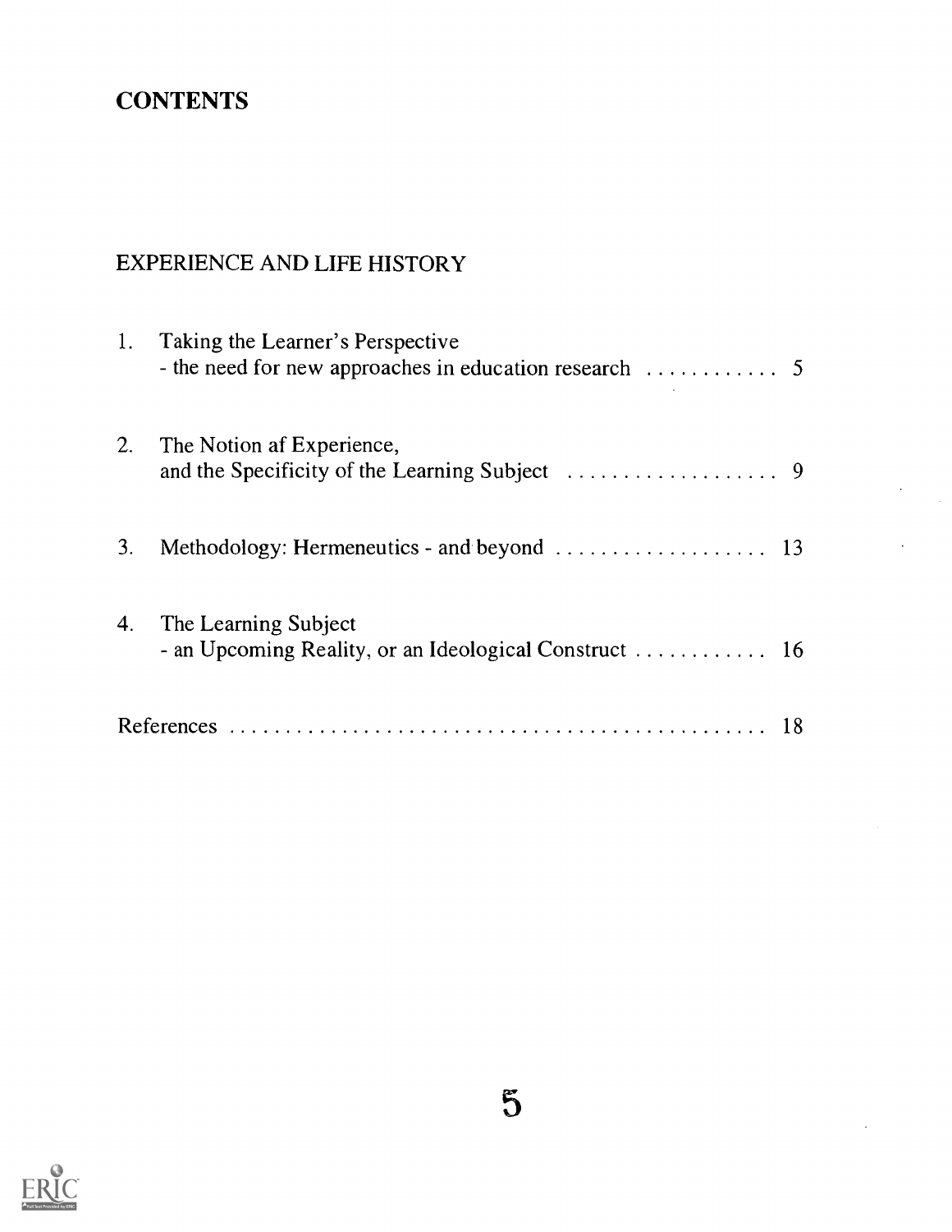# CONTENTS

## EXPERIENCE AND LIFE HISTORY

1. Taking the Learner's Perspective
   - the need for new approaches in education research ............ 5

2. The Notion af Experience,
   and the Specificity of the Learning Subject ................... 9

3. Methodology: Hermeneutics - and beyond ................... 13

4. The Learning Subject
   - an Upcoming Reality, or an Ideological Construct ............ 16

References ................................................. 18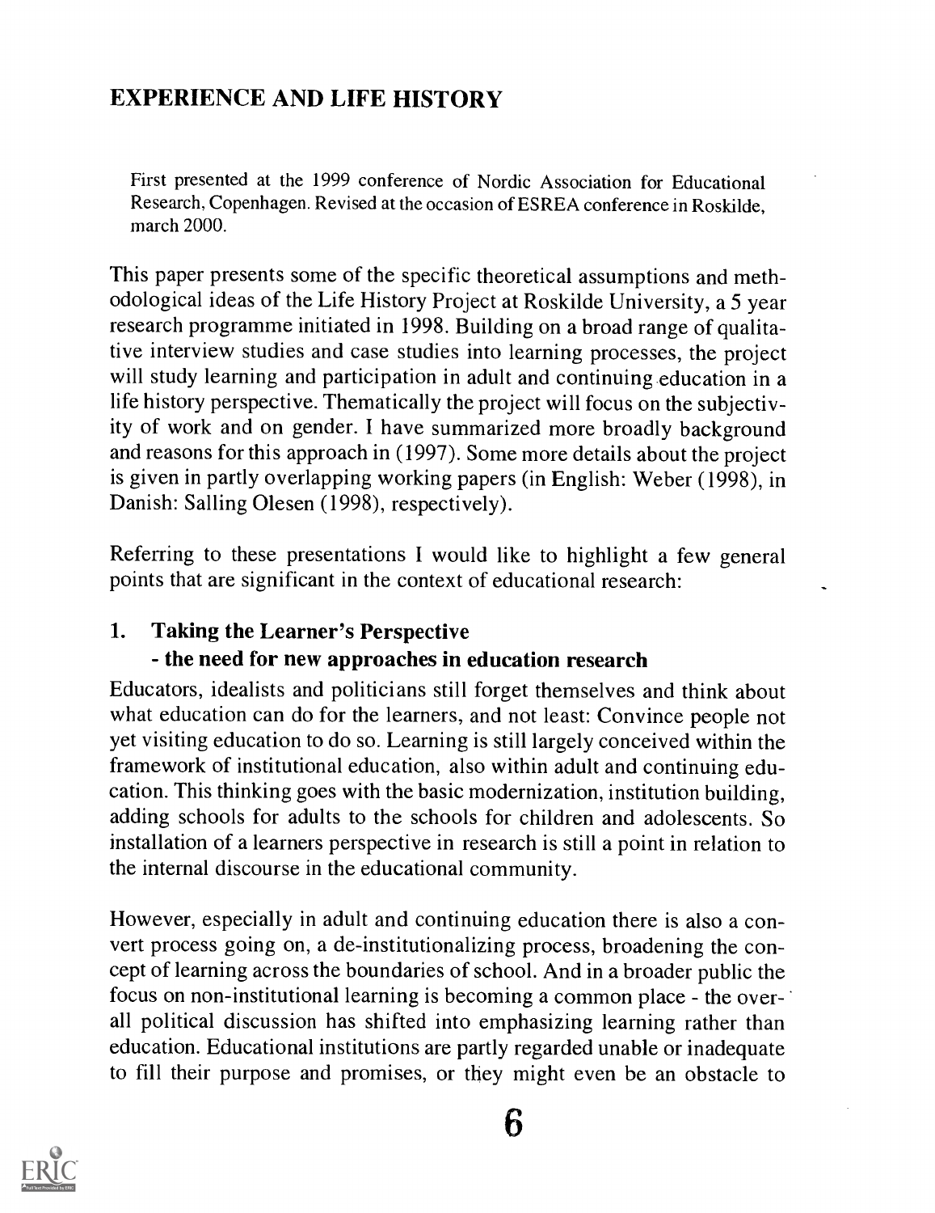## EXPERIENCE AND LIFE HISTORY

First presented at the 1999 conference of Nordic Association for Educational Research, Copenhagen. Revised at the occasion of ESREA conference in Roskilde, march 2000.

This paper presents some of the specific theoretical assumptions and methodological ideas of the Life History Project at Roskilde University, a 5 year research programme initiated in 1998. Building on a broad range of qualitative interview studies and case studies into learning processes, the project will study learning and participation in adult and continuing education in a life history perspective. Thematically the project will focus on the subjectivity of work and on gender. I have summarized more broadly background and reasons for this approach in (1997). Some more details about the project is given in partly overlapping working papers (in English: Weber (1998), in Danish: Salling Olesen (1998), respectively).

Referring to these presentations I would like to highlight a few general points that are significant in the context of educational research:

### 1. Taking the Learner's Perspective - the need for new approaches in education research

Educators, idealists and politicians still forget themselves and think about what education can do for the learners, and not least: Convince people not yet visiting education to do so. Learning is still largely conceived within the framework of institutional education, also within adult and continuing education. This thinking goes with the basic modernization, institution building, adding schools for adults to the schools for children and adolescents. So installation of a learners perspective in research is still a point in relation to the internal discourse in the educational community.

However, especially in adult and continuing education there is also a convert process going on, a de-institutionalizing process, broadening the concept of learning across the boundaries of school. And in a broader public the focus on non-institutional learning is becoming a common place - the overall political discussion has shifted into emphasizing learning rather than education. Educational institutions are partly regarded unable or inadequate to fill their purpose and promises, or they might even be an obstacle to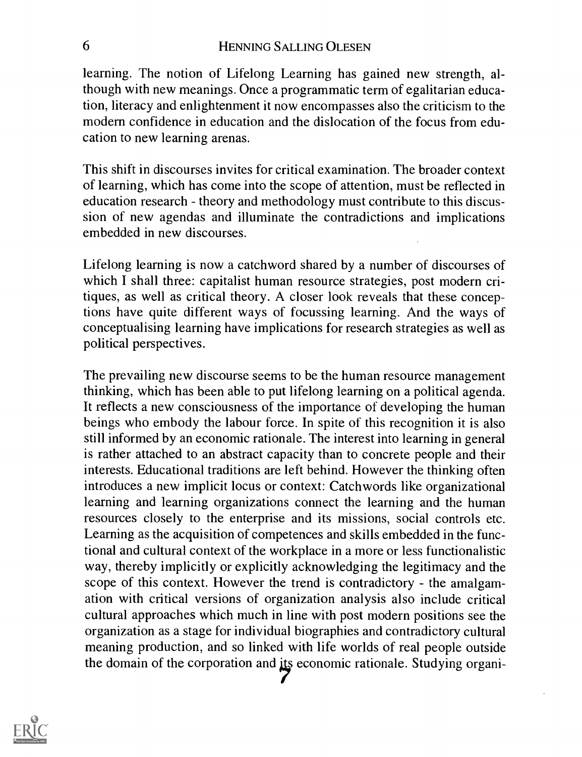learning. The notion of Lifelong Learning has gained new strength, although with new meanings. Once a programmatic term of egalitarian education, literacy and enlightenment it now encompasses also the criticism to the modern confidence in education and the dislocation of the focus from education to new learning arenas.

This shift in discourses invites for critical examination. The broader context of learning, which has come into the scope of attention, must be reflected in education research - theory and methodology must contribute to this discussion of new agendas and illuminate the contradictions and implications embedded in new discourses.

Lifelong learning is now a catchword shared by a number of discourses of which I shall three: capitalist human resource strategies, post modern critiques, as well as critical theory. A closer look reveals that these conceptions have quite different ways of focussing learning. And the ways of conceptualising learning have implications for research strategies as well as political perspectives.

The prevailing new discourse seems to be the human resource management thinking, which has been able to put lifelong learning on a political agenda. It reflects a new consciousness of the importance of developing the human beings who embody the labour force. In spite of this recognition it is also still informed by an economic rationale. The interest into learning in general is rather attached to an abstract capacity than to concrete people and their interests. Educational traditions are left behind. However the thinking often introduces a new implicit locus or context: Catchwords like organizational learning and learning organizations connect the learning and the human resources closely to the enterprise and its missions, social controls etc. Learning as the acquisition of competences and skills embedded in the functional and cultural context of the workplace in a more or less functionalistic way, thereby implicitly or explicitly acknowledging the legitimacy and the scope of this context. However the trend is contradictory - the amalgamation with critical versions of organization analysis also include critical cultural approaches which much in line with post modern positions see the organization as a stage for individual biographies and contradictory cultural meaning production, and so linked with life worlds of real people outside the domain of the corporation and its economic rationale. Studying organi-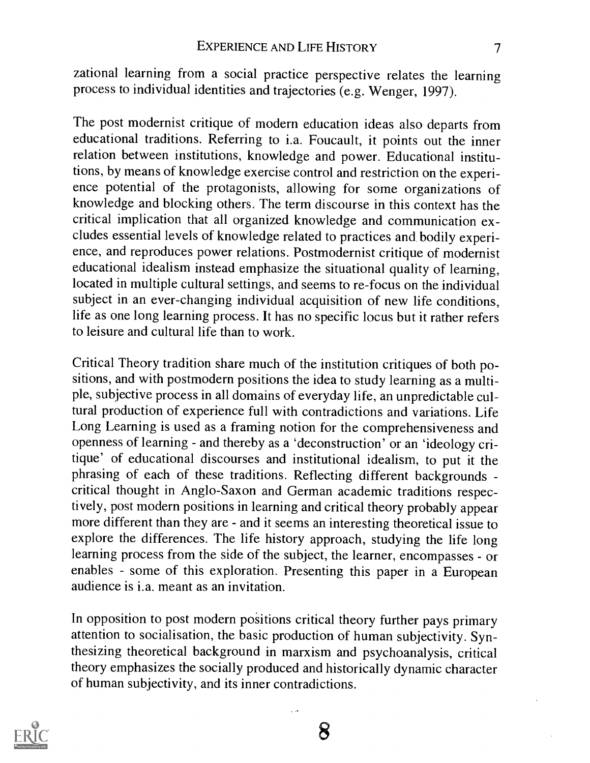zational learning from a social practice perspective relates the learning process to individual identities and trajectories (e.g. Wenger, 1997).

The post modernist critique of modern education ideas also departs from educational traditions. Referring to i.a. Foucault, it points out the inner relation between institutions, knowledge and power. Educational institutions, by means of knowledge exercise control and restriction on the experience potential of the protagonists, allowing for some organizations of knowledge and blocking others. The term discourse in this context has the critical implication that all organized knowledge and communication excludes essential levels of knowledge related to practices and bodily experience, and reproduces power relations. Postmodernist critique of modernist educational idealism instead emphasize the situational quality of learning, located in multiple cultural settings, and seems to re-focus on the individual subject in an ever-changing individual acquisition of new life conditions, life as one long learning process. It has no specific locus but it rather refers to leisure and cultural life than to work.

Critical Theory tradition share much of the institution critiques of both positions, and with postmodern positions the idea to study learning as a multiple, subjective process in all domains of everyday life, an unpredictable cultural production of experience full with contradictions and variations. Life Long Learning is used as a framing notion for the comprehensiveness and openness of learning - and thereby as a 'deconstruction' or an 'ideology critique' of educational discourses and institutional idealism, to put it the phrasing of each of these traditions. Reflecting different backgrounds - critical thought in Anglo-Saxon and German academic traditions respectively, post modern positions in learning and critical theory probably appear more different than they are - and it seems an interesting theoretical issue to explore the differences. The life history approach, studying the life long learning process from the side of the subject, the learner, encompasses - or enables - some of this exploration. Presenting this paper in a European audience is i.a. meant as an invitation.

In opposition to post modern positions critical theory further pays primary attention to socialisation, the basic production of human subjectivity. Synthesizing theoretical background in marxism and psychoanalysis, critical theory emphasizes the socially produced and historically dynamic character of human subjectivity, and its inner contradictions.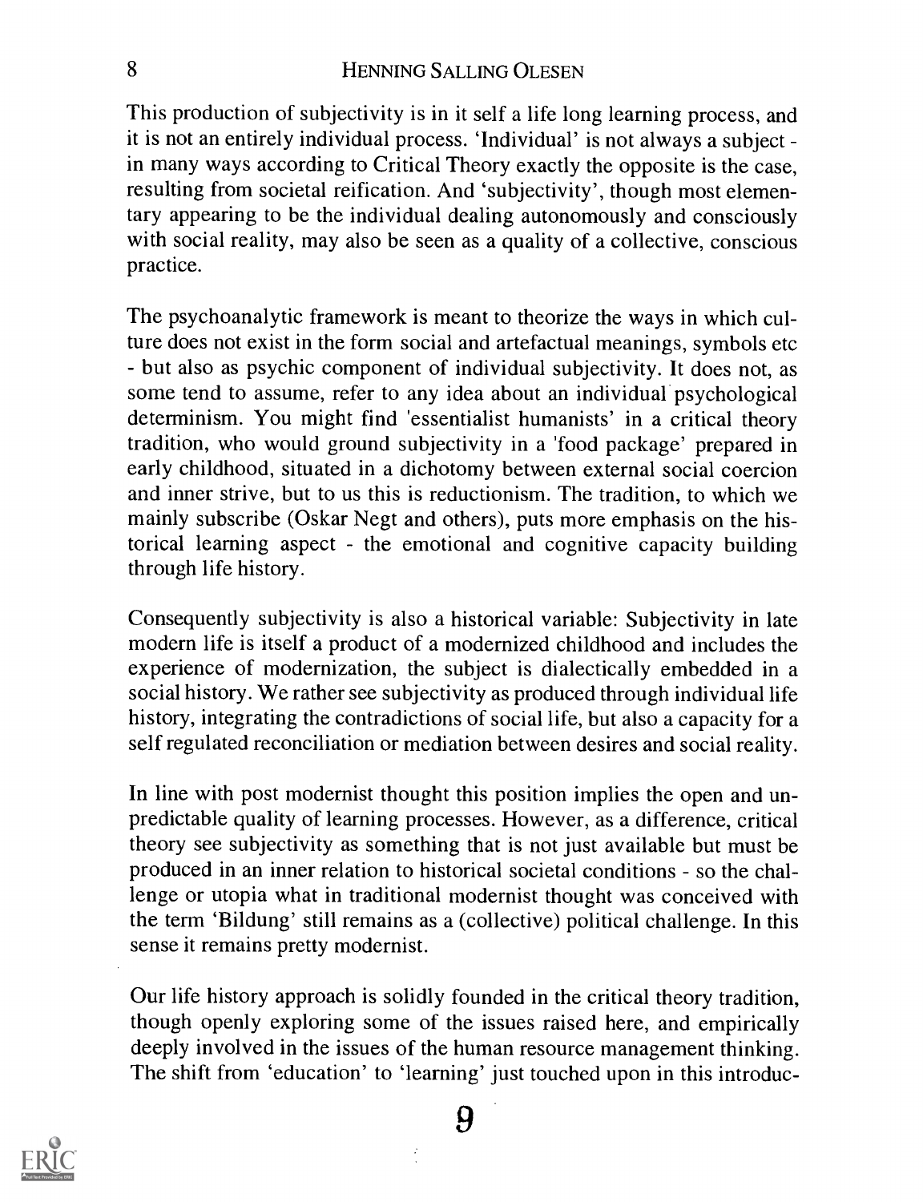This production of subjectivity is in it self a life long learning process, and it is not an entirely individual process. 'Individual' is not always a subject - in many ways according to Critical Theory exactly the opposite is the case, resulting from societal reification. And 'subjectivity', though most elementary appearing to be the individual dealing autonomously and consciously with social reality, may also be seen as a quality of a collective, conscious practice.

The psychoanalytic framework is meant to theorize the ways in which culture does not exist in the form social and artefactual meanings, symbols etc - but also as psychic component of individual subjectivity. It does not, as some tend to assume, refer to any idea about an individual psychological determinism. You might find 'essentialist humanists' in a critical theory tradition, who would ground subjectivity in a 'food package' prepared in early childhood, situated in a dichotomy between external social coercion and inner strive, but to us this is reductionism. The tradition, to which we mainly subscribe (Oskar Negt and others), puts more emphasis on the historical learning aspect - the emotional and cognitive capacity building through life history.

Consequently subjectivity is also a historical variable: Subjectivity in late modern life is itself a product of a modernized childhood and includes the experience of modernization, the subject is dialectically embedded in a social history. We rather see subjectivity as produced through individual life history, integrating the contradictions of social life, but also a capacity for a self regulated reconciliation or mediation between desires and social reality.

In line with post modernist thought this position implies the open and unpredictable quality of learning processes. However, as a difference, critical theory see subjectivity as something that is not just available but must be produced in an inner relation to historical societal conditions - so the challenge or utopia what in traditional modernist thought was conceived with the term 'Bildung' still remains as a (collective) political challenge. In this sense it remains pretty modernist.

Our life history approach is solidly founded in the critical theory tradition, though openly exploring some of the issues raised here, and empirically deeply involved in the issues of the human resource management thinking. The shift from 'education' to 'learning' just touched upon in this introduc-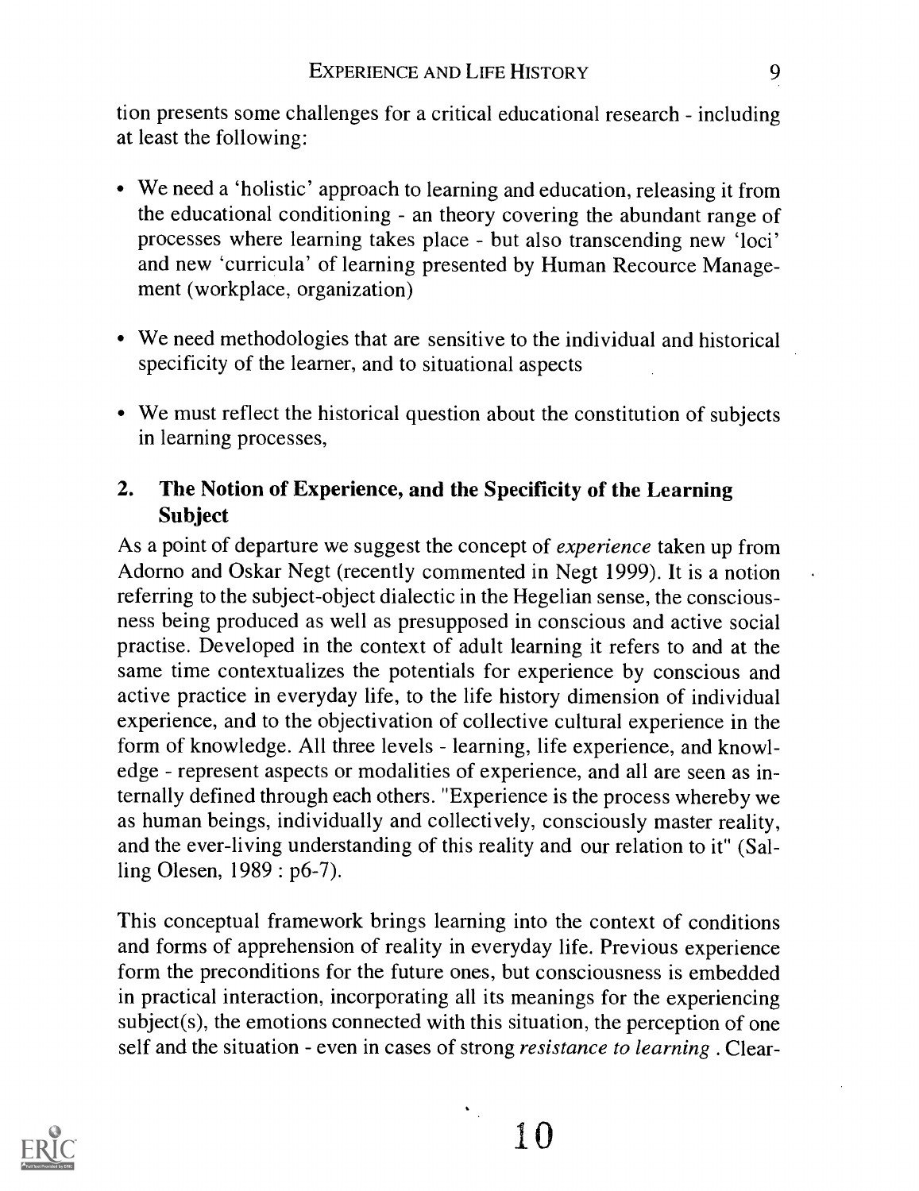tion presents some challenges for a critical educational research - including at least the following:

- We need a 'holistic' approach to learning and education, releasing it from the educational conditioning - an theory covering the abundant range of processes where learning takes place - but also transcending new 'loci' and new 'curricula' of learning presented by Human Recource Management (workplace, organization)
- We need methodologies that are sensitive to the individual and historical specificity of the learner, and to situational aspects
- We must reflect the historical question about the constitution of subjects in learning processes,

## 2. The Notion of Experience, and the Specificity of the Learning Subject

As a point of departure we suggest the concept of *experience* taken up from Adorno and Oskar Negt (recently commented in Negt 1999). It is a notion referring to the subject-object dialectic in the Hegelian sense, the consciousness being produced as well as presupposed in conscious and active social practise. Developed in the context of adult learning it refers to and at the same time contextualizes the potentials for experience by conscious and active practice in everyday life, to the life history dimension of individual experience, and to the objectivation of collective cultural experience in the form of knowledge. All three levels - learning, life experience, and knowledge - represent aspects or modalities of experience, and all are seen as internally defined through each others. "Experience is the process whereby we as human beings, individually and collectively, consciously master reality, and the ever-living understanding of this reality and our relation to it" (Salling Olesen, 1989 : p6-7).

This conceptual framework brings learning into the context of conditions and forms of apprehension of reality in everyday life. Previous experience form the preconditions for the future ones, but consciousness is embedded in practical interaction, incorporating all its meanings for the experiencing subject(s), the emotions connected with this situation, the perception of one self and the situation - even in cases of strong *resistance to learning* . Clear-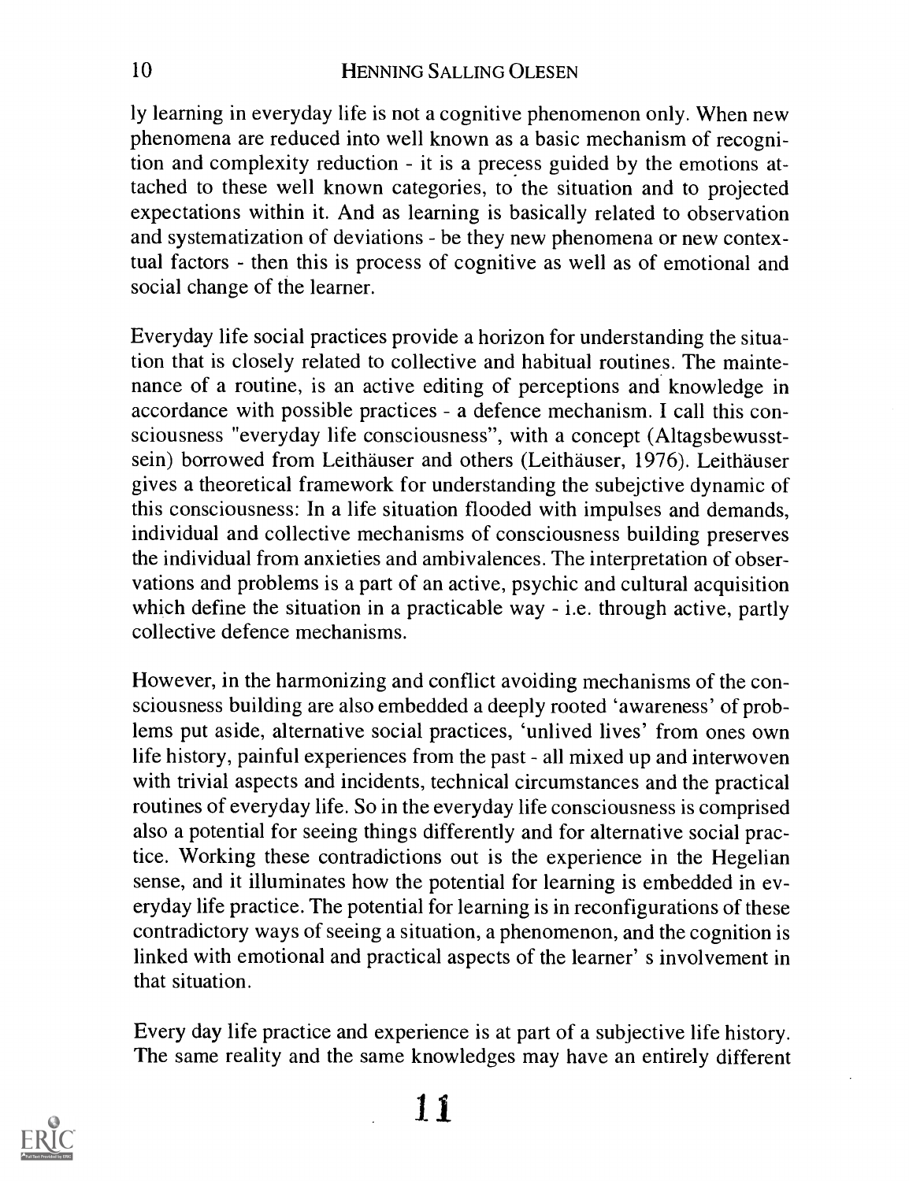ly learning in everyday life is not a cognitive phenomenon only. When new phenomena are reduced into well known as a basic mechanism of recognition and complexity reduction - it is a precess guided by the emotions attached to these well known categories, to the situation and to projected expectations within it. And as learning is basically related to observation and systematization of deviations - be they new phenomena or new contextual factors - then this is process of cognitive as well as of emotional and social change of the learner.

Everyday life social practices provide a horizon for understanding the situation that is closely related to collective and habitual routines. The maintenance of a routine, is an active editing of perceptions and knowledge in accordance with possible practices - a defence mechanism. I call this consciousness "everyday life consciousness", with a concept (Altagsbewusstsein) borrowed from Leithäuser and others (Leithäuser, 1976). Leithäuser gives a theoretical framework for understanding the subejctive dynamic of this consciousness: In a life situation flooded with impulses and demands, individual and collective mechanisms of consciousness building preserves the individual from anxieties and ambivalences. The interpretation of observations and problems is a part of an active, psychic and cultural acquisition which define the situation in a practicable way - i.e. through active, partly collective defence mechanisms.

However, in the harmonizing and conflict avoiding mechanisms of the consciousness building are also embedded a deeply rooted 'awareness' of problems put aside, alternative social practices, 'unlived lives' from ones own life history, painful experiences from the past - all mixed up and interwoven with trivial aspects and incidents, technical circumstances and the practical routines of everyday life. So in the everyday life consciousness is comprised also a potential for seeing things differently and for alternative social practice. Working these contradictions out is the experience in the Hegelian sense, and it illuminates how the potential for learning is embedded in everyday life practice. The potential for learning is in reconfigurations of these contradictory ways of seeing a situation, a phenomenon, and the cognition is linked with emotional and practical aspects of the learner' s involvement in that situation.

Every day life practice and experience is at part of a subjective life history. The same reality and the same knowledges may have an entirely different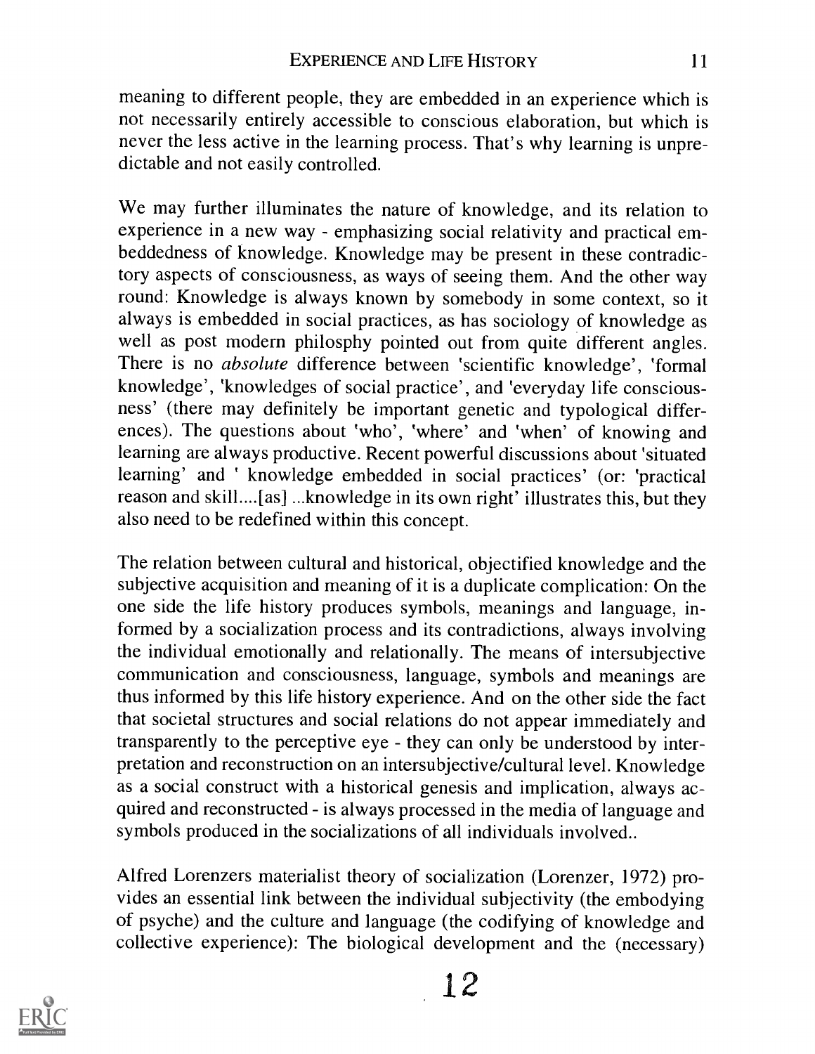meaning to different people, they are embedded in an experience which is not necessarily entirely accessible to conscious elaboration, but which is never the less active in the learning process. That's why learning is unpredictable and not easily controlled.

We may further illuminates the nature of knowledge, and its relation to experience in a new way - emphasizing social relativity and practical embeddedness of knowledge. Knowledge may be present in these contradictory aspects of consciousness, as ways of seeing them. And the other way round: Knowledge is always known by somebody in some context, so it always is embedded in social practices, as has sociology of knowledge as well as post modern philosphy pointed out from quite different angles. There is no *absolute* difference between 'scientific knowledge', 'formal knowledge', 'knowledges of social practice', and 'everyday life consciousness' (there may definitely be important genetic and typological differences). The questions about 'who', 'where' and 'when' of knowing and learning are always productive. Recent powerful discussions about 'situated learning' and ' knowledge embedded in social practices' (or: 'practical reason and skill....[as] ...knowledge in its own right' illustrates this, but they also need to be redefined within this concept.

The relation between cultural and historical, objectified knowledge and the subjective acquisition and meaning of it is a duplicate complication: On the one side the life history produces symbols, meanings and language, informed by a socialization process and its contradictions, always involving the individual emotionally and relationally. The means of intersubjective communication and consciousness, language, symbols and meanings are thus informed by this life history experience. And on the other side the fact that societal structures and social relations do not appear immediately and transparently to the perceptive eye - they can only be understood by interpretation and reconstruction on an intersubjective/cultural level. Knowledge as a social construct with a historical genesis and implication, always acquired and reconstructed - is always processed in the media of language and symbols produced in the socializations of all individuals involved..

Alfred Lorenzers materialist theory of socialization (Lorenzer, 1972) provides an essential link between the individual subjectivity (the embodying of psyche) and the culture and language (the codifying of knowledge and collective experience): The biological development and the (necessary)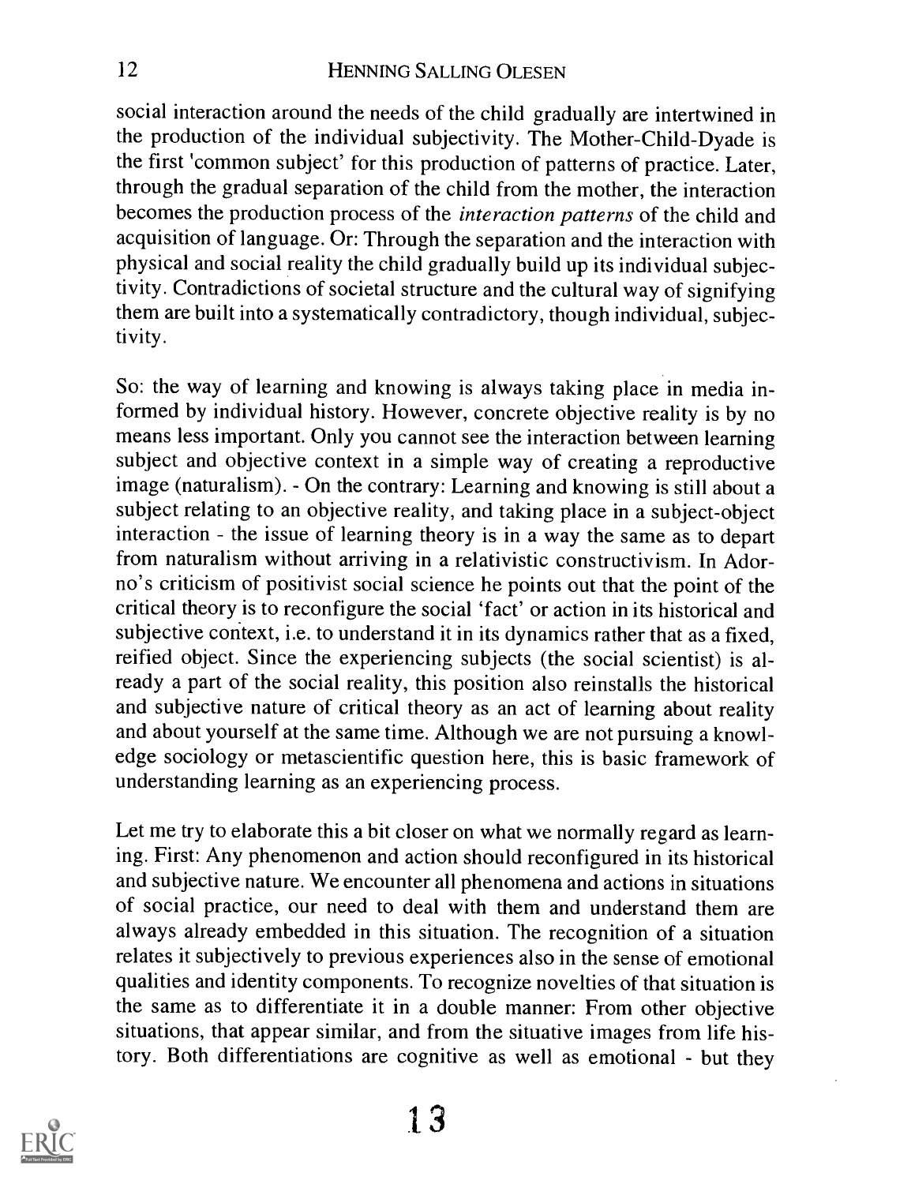social interaction around the needs of the child gradually are intertwined in the production of the individual subjectivity. The Mother-Child-Dyade is the first 'common subject' for this production of patterns of practice. Later, through the gradual separation of the child from the mother, the interaction becomes the production process of the *interaction patterns* of the child and acquisition of language. Or: Through the separation and the interaction with physical and social reality the child gradually build up its individual subjectivity. Contradictions of societal structure and the cultural way of signifying them are built into a systematically contradictory, though individual, subjectivity.

So: the way of learning and knowing is always taking place in media informed by individual history. However, concrete objective reality is by no means less important. Only you cannot see the interaction between learning subject and objective context in a simple way of creating a reproductive image (naturalism). - On the contrary: Learning and knowing is still about a subject relating to an objective reality, and taking place in a subject-object interaction - the issue of learning theory is in a way the same as to depart from naturalism without arriving in a relativistic constructivism. In Adorno's criticism of positivist social science he points out that the point of the critical theory is to reconfigure the social 'fact' or action in its historical and subjective context, i.e. to understand it in its dynamics rather that as a fixed, reified object. Since the experiencing subjects (the social scientist) is already a part of the social reality, this position also reinstalls the historical and subjective nature of critical theory as an act of learning about reality and about yourself at the same time. Although we are not pursuing a knowledge sociology or metascientific question here, this is basic framework of understanding learning as an experiencing process.

Let me try to elaborate this a bit closer on what we normally regard as learning. First: Any phenomenon and action should reconfigured in its historical and subjective nature. We encounter all phenomena and actions in situations of social practice, our need to deal with them and understand them are always already embedded in this situation. The recognition of a situation relates it subjectively to previous experiences also in the sense of emotional qualities and identity components. To recognize novelties of that situation is the same as to differentiate it in a double manner: From other objective situations, that appear similar, and from the situative images from life history. Both differentiations are cognitive as well as emotional - but they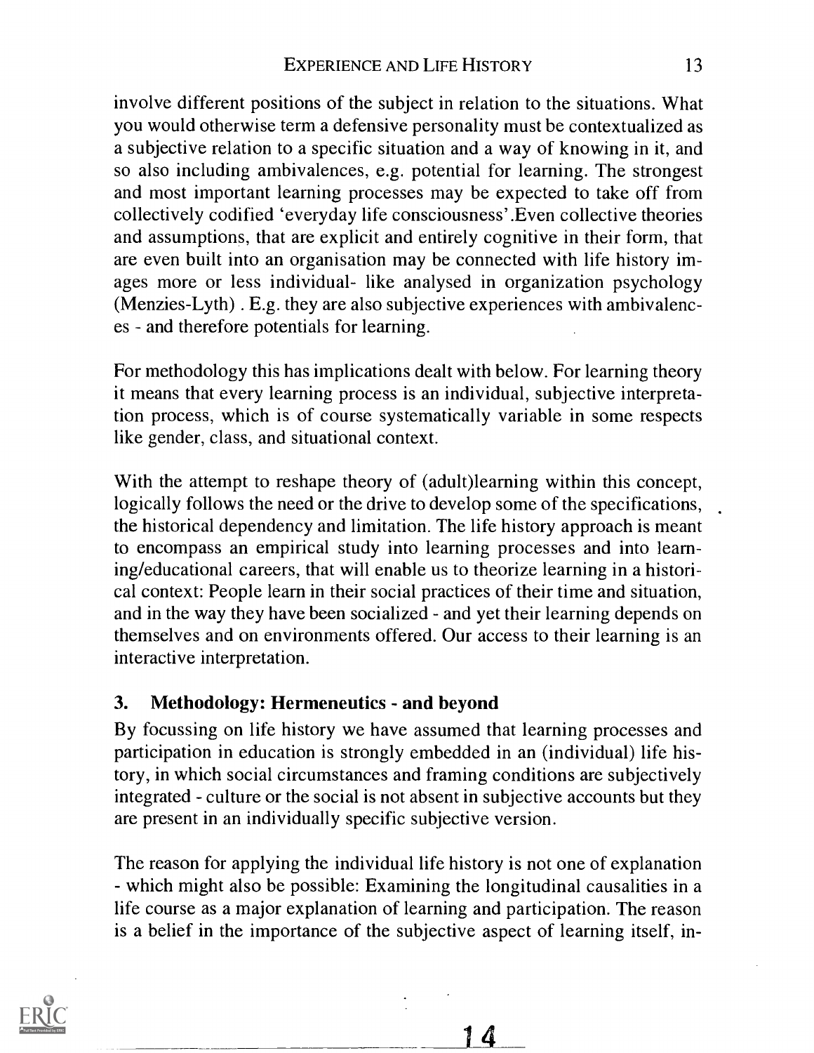involve different positions of the subject in relation to the situations. What you would otherwise term a defensive personality must be contextualized as a subjective relation to a specific situation and a way of knowing in it, and so also including ambivalences, e.g. potential for learning. The strongest and most important learning processes may be expected to take off from collectively codified 'everyday life consciousness'.Even collective theories and assumptions, that are explicit and entirely cognitive in their form, that are even built into an organisation may be connected with life history images more or less individual- like analysed in organization psychology (Menzies-Lyth) . E.g. they are also subjective experiences with ambivalences - and therefore potentials for learning.

For methodology this has implications dealt with below. For learning theory it means that every learning process is an individual, subjective interpretation process, which is of course systematically variable in some respects like gender, class, and situational context.

With the attempt to reshape theory of (adult)learning within this concept, logically follows the need or the drive to develop some of the specifications, the historical dependency and limitation. The life history approach is meant to encompass an empirical study into learning processes and into learning/educational careers, that will enable us to theorize learning in a historical context: People learn in their social practices of their time and situation, and in the way they have been socialized - and yet their learning depends on themselves and on environments offered. Our access to their learning is an interactive interpretation.

## 3. Methodology: Hermeneutics - and beyond

By focussing on life history we have assumed that learning processes and participation in education is strongly embedded in an (individual) life history, in which social circumstances and framing conditions are subjectively integrated - culture or the social is not absent in subjective accounts but they are present in an individually specific subjective version.

The reason for applying the individual life history is not one of explanation - which might also be possible: Examining the longitudinal causalities in a life course as a major explanation of learning and participation. The reason is a belief in the importance of the subjective aspect of learning itself, in-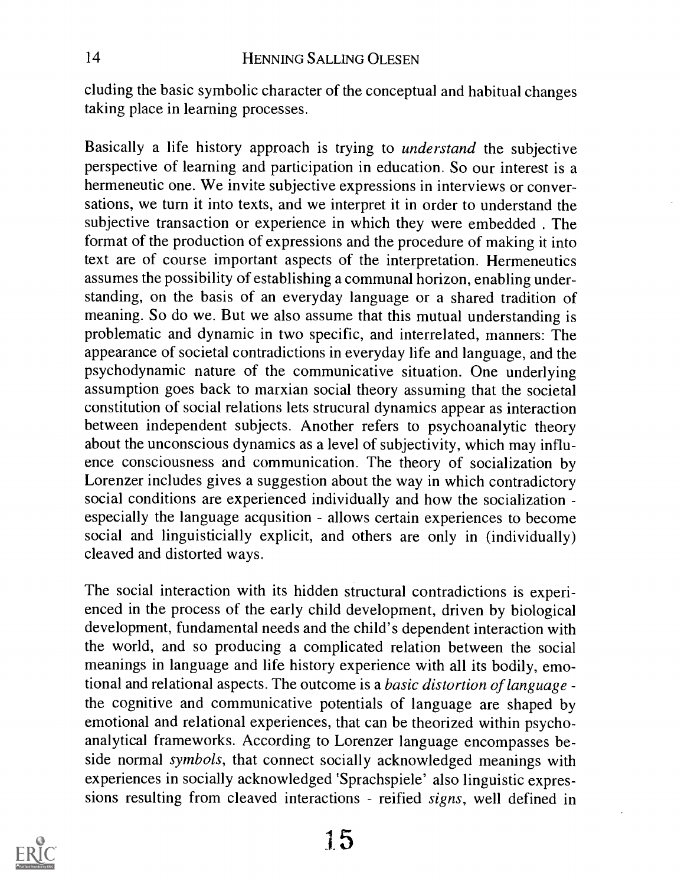cluding the basic symbolic character of the conceptual and habitual changes taking place in learning processes.

Basically a life history approach is trying to *understand* the subjective perspective of learning and participation in education. So our interest is a hermeneutic one. We invite subjective expressions in interviews or conversations, we turn it into texts, and we interpret it in order to understand the subjective transaction or experience in which they were embedded . The format of the production of expressions and the procedure of making it into text are of course important aspects of the interpretation. Hermeneutics assumes the possibility of establishing a communal horizon, enabling understanding, on the basis of an everyday language or a shared tradition of meaning. So do we. But we also assume that this mutual understanding is problematic and dynamic in two specific, and interrelated, manners: The appearance of societal contradictions in everyday life and language, and the psychodynamic nature of the communicative situation. One underlying assumption goes back to marxian social theory assuming that the societal constitution of social relations lets strucural dynamics appear as interaction between independent subjects. Another refers to psychoanalytic theory about the unconscious dynamics as a level of subjectivity, which may influence consciousness and communication. The theory of socialization by Lorenzer includes gives a suggestion about the way in which contradictory social conditions are experienced individually and how the socialization - especially the language acqusition - allows certain experiences to become social and linguisticially explicit, and others are only in (individually) cleaved and distorted ways.

The social interaction with its hidden structural contradictions is experienced in the process of the early child development, driven by biological development, fundamental needs and the child's dependent interaction with the world, and so producing a complicated relation between the social meanings in language and life history experience with all its bodily, emotional and relational aspects. The outcome is a *basic distortion of language* - the cognitive and communicative potentials of language are shaped by emotional and relational experiences, that can be theorized within psychoanalytical frameworks. According to Lorenzer language encompasses beside normal *symbols*, that connect socially acknowledged meanings with experiences in socially acknowledged 'Sprachspiele' also linguistic expressions resulting from cleaved interactions - reified *signs*, well defined in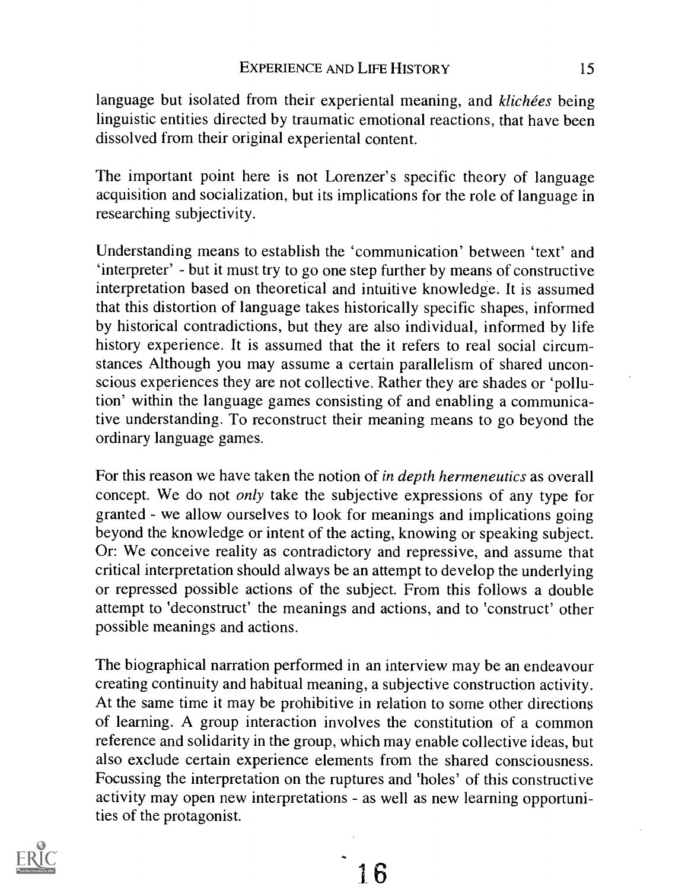language but isolated from their experiental meaning, and *klichées* being linguistic entities directed by traumatic emotional reactions, that have been dissolved from their original experiental content.

The important point here is not Lorenzer's specific theory of language acquisition and socialization, but its implications for the role of language in researching subjectivity.

Understanding means to establish the 'communication' between 'text' and 'interpreter' - but it must try to go one step further by means of constructive interpretation based on theoretical and intuitive knowledge. It is assumed that this distortion of language takes historically specific shapes, informed by historical contradictions, but they are also individual, informed by life history experience. It is assumed that the it refers to real social circumstances Although you may assume a certain parallelism of shared unconscious experiences they are not collective. Rather they are shades or 'pollution' within the language games consisting of and enabling a communicative understanding. To reconstruct their meaning means to go beyond the ordinary language games.

For this reason we have taken the notion of *in depth hermeneutics* as overall concept. We do not *only* take the subjective expressions of any type for granted - we allow ourselves to look for meanings and implications going beyond the knowledge or intent of the acting, knowing or speaking subject. Or: We conceive reality as contradictory and repressive, and assume that critical interpretation should always be an attempt to develop the underlying or repressed possible actions of the subject. From this follows a double attempt to 'deconstruct' the meanings and actions, and to 'construct' other possible meanings and actions.

The biographical narration performed in an interview may be an endeavour creating continuity and habitual meaning, a subjective construction activity. At the same time it may be prohibitive in relation to some other directions of learning. A group interaction involves the constitution of a common reference and solidarity in the group, which may enable collective ideas, but also exclude certain experience elements from the shared consciousness. Focussing the interpretation on the ruptures and 'holes' of this constructive activity may open new interpretations - as well as new learning opportunities of the protagonist.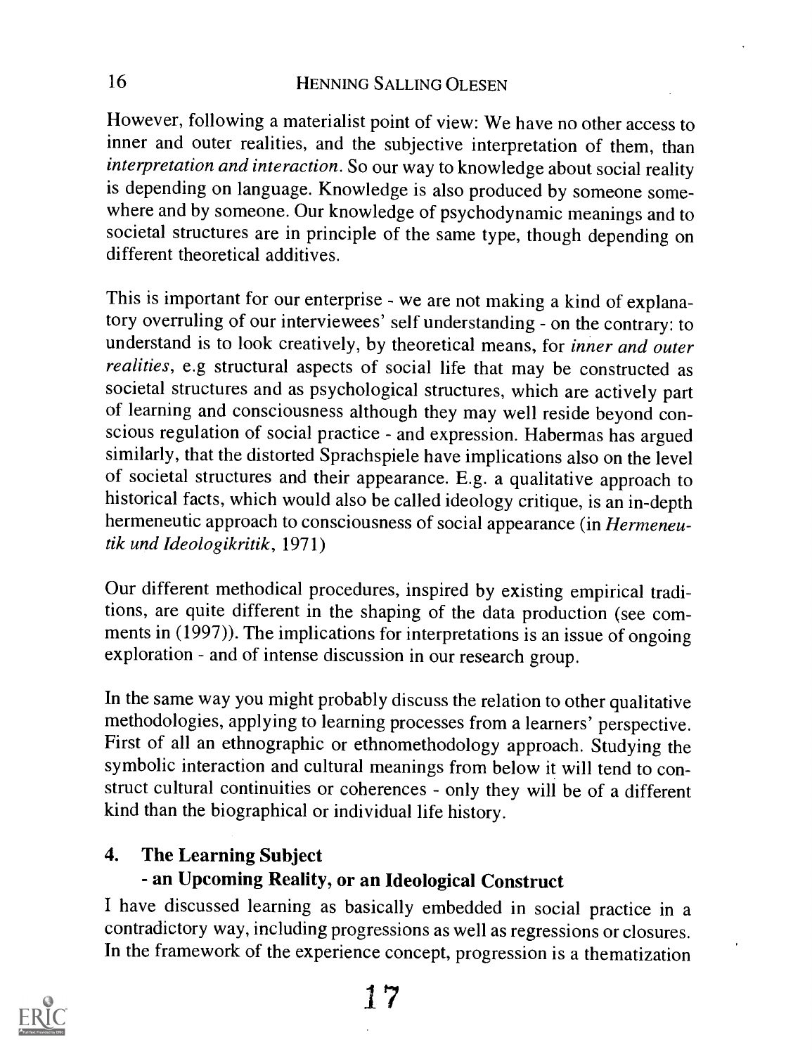However, following a materialist point of view: We have no other access to inner and outer realities, and the subjective interpretation of them, than *interpretation and interaction*. So our way to knowledge about social reality is depending on language. Knowledge is also produced by someone somewhere and by someone. Our knowledge of psychodynamic meanings and to societal structures are in principle of the same type, though depending on different theoretical additives.

This is important for our enterprise - we are not making a kind of explanatory overruling of our interviewees' self understanding - on the contrary: to understand is to look creatively, by theoretical means, for *inner and outer realities*, e.g structural aspects of social life that may be constructed as societal structures and as psychological structures, which are actively part of learning and consciousness although they may well reside beyond conscious regulation of social practice - and expression. Habermas has argued similarly, that the distorted Sprachspiele have implications also on the level of societal structures and their appearance. E.g. a qualitative approach to historical facts, which would also be called ideology critique, is an in-depth hermeneutic approach to consciousness of social appearance (in *Hermeneutik und Ideologikritik*, 1971)

Our different methodical procedures, inspired by existing empirical traditions, are quite different in the shaping of the data production (see comments in (1997)). The implications for interpretations is an issue of ongoing exploration - and of intense discussion in our research group.

In the same way you might probably discuss the relation to other qualitative methodologies, applying to learning processes from a learners' perspective. First of all an ethnographic or ethnomethodology approach. Studying the symbolic interaction and cultural meanings from below it will tend to construct cultural continuities or coherences - only they will be of a different kind than the biographical or individual life history.

## 4. The Learning Subject - an Upcoming Reality, or an Ideological Construct

I have discussed learning as basically embedded in social practice in a contradictory way, including progressions as well as regressions or closures. In the framework of the experience concept, progression is a thematization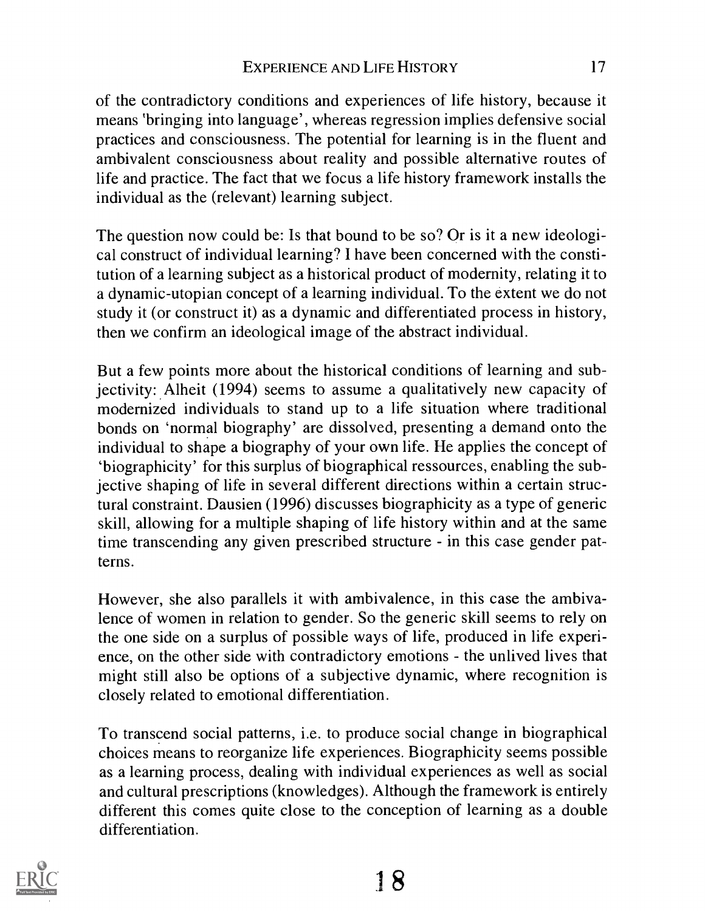of the contradictory conditions and experiences of life history, because it means 'bringing into language', whereas regression implies defensive social practices and consciousness. The potential for learning is in the fluent and ambivalent consciousness about reality and possible alternative routes of life and practice. The fact that we focus a life history framework installs the individual as the (relevant) learning subject.

The question now could be: Is that bound to be so? Or is it a new ideological construct of individual learning? I have been concerned with the constitution of a learning subject as a historical product of modernity, relating it to a dynamic-utopian concept of a learning individual. To the extent we do not study it (or construct it) as a dynamic and differentiated process in history, then we confirm an ideological image of the abstract individual.

But a few points more about the historical conditions of learning and subjectivity: Alheit (1994) seems to assume a qualitatively new capacity of modernized individuals to stand up to a life situation where traditional bonds on 'normal biography' are dissolved, presenting a demand onto the individual to shape a biography of your own life. He applies the concept of 'biographicity' for this surplus of biographical ressources, enabling the subjective shaping of life in several different directions within a certain structural constraint. Dausien (1996) discusses biographicity as a type of generic skill, allowing for a multiple shaping of life history within and at the same time transcending any given prescribed structure - in this case gender patterns.

However, she also parallels it with ambivalence, in this case the ambivalence of women in relation to gender. So the generic skill seems to rely on the one side on a surplus of possible ways of life, produced in life experience, on the other side with contradictory emotions - the unlived lives that might still also be options of a subjective dynamic, where recognition is closely related to emotional differentiation.

To transcend social patterns, i.e. to produce social change in biographical choices means to reorganize life experiences. Biographicity seems possible as a learning process, dealing with individual experiences as well as social and cultural prescriptions (knowledges). Although the framework is entirely different this comes quite close to the conception of learning as a double differentiation.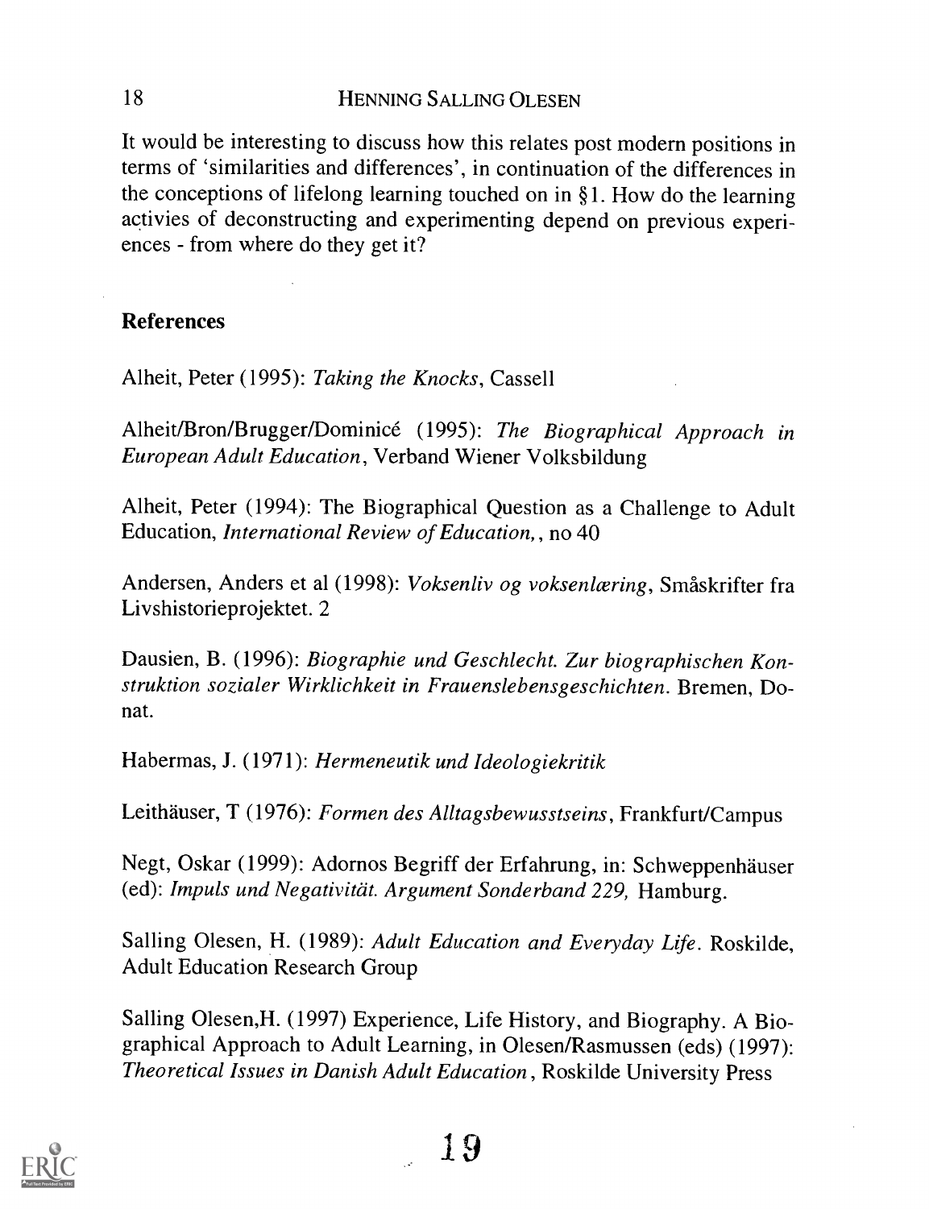It would be interesting to discuss how this relates post modern positions in terms of 'similarities and differences', in continuation of the differences in the conceptions of lifelong learning touched on in §1. How do the learning activies of deconstructing and experimenting depend on previous experiences - from where do they get it?

## References

Alheit, Peter (1995): *Taking the Knocks*, Cassell

Alheit/Bron/Brugger/Dominicé (1995): *The Biographical Approach in European Adult Education*, Verband Wiener Volksbildung

Alheit, Peter (1994): The Biographical Question as a Challenge to Adult Education, *International Review of Education*, , no 40

Andersen, Anders et al (1998): *Voksenliv og voksenlæring*, Småskrifter fra Livshistorieprojektet. 2

Dausien, B. (1996): *Biographie und Geschlecht. Zur biographischen Konstruktion sozialer Wirklichkeit in Frauenslebensgeschichten*. Bremen, Donat.

Habermas, J. (1971): *Hermeneutik und Ideologiekritik*

Leithäuser, T (1976): *Formen des Alltagsbewusstseins*, Frankfurt/Campus

Negt, Oskar (1999): Adornos Begriff der Erfahrung, in: Schweppenhäuser (ed): *Impuls und Negativität. Argument Sonderband 229,* Hamburg.

Salling Olesen, H. (1989): *Adult Education and Everyday Life*. Roskilde, Adult Education Research Group

Salling Olesen,H. (1997) Experience, Life History, and Biography. A Biographical Approach to Adult Learning, in Olesen/Rasmussen (eds) (1997): *Theoretical Issues in Danish Adult Education*, Roskilde University Press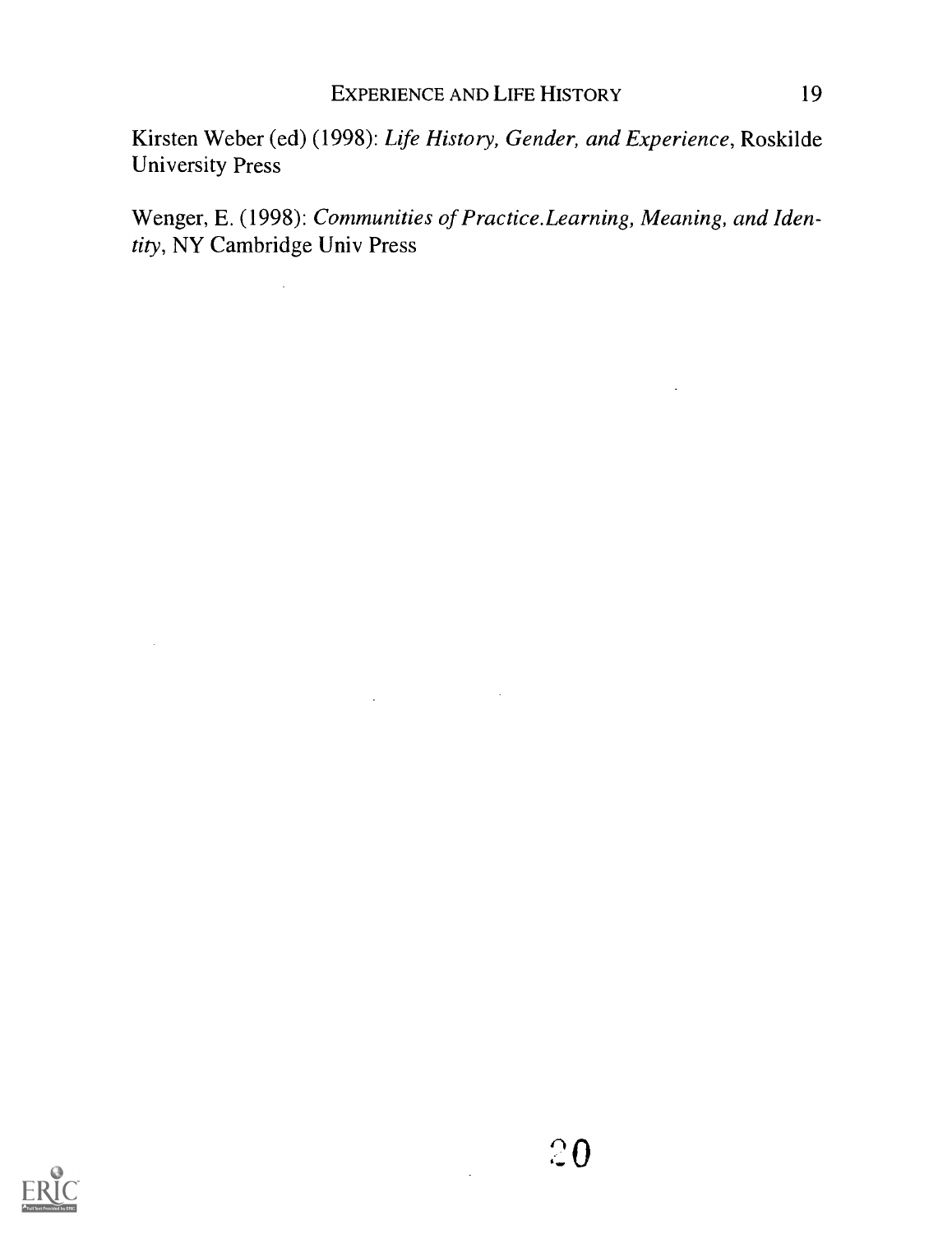Kirsten Weber (ed) (1998): *Life History, Gender, and Experience*, Roskilde University Press

Wenger, E. (1998): *Communities of Practice.Learning, Meaning, and Identity*, NY Cambridge Univ Press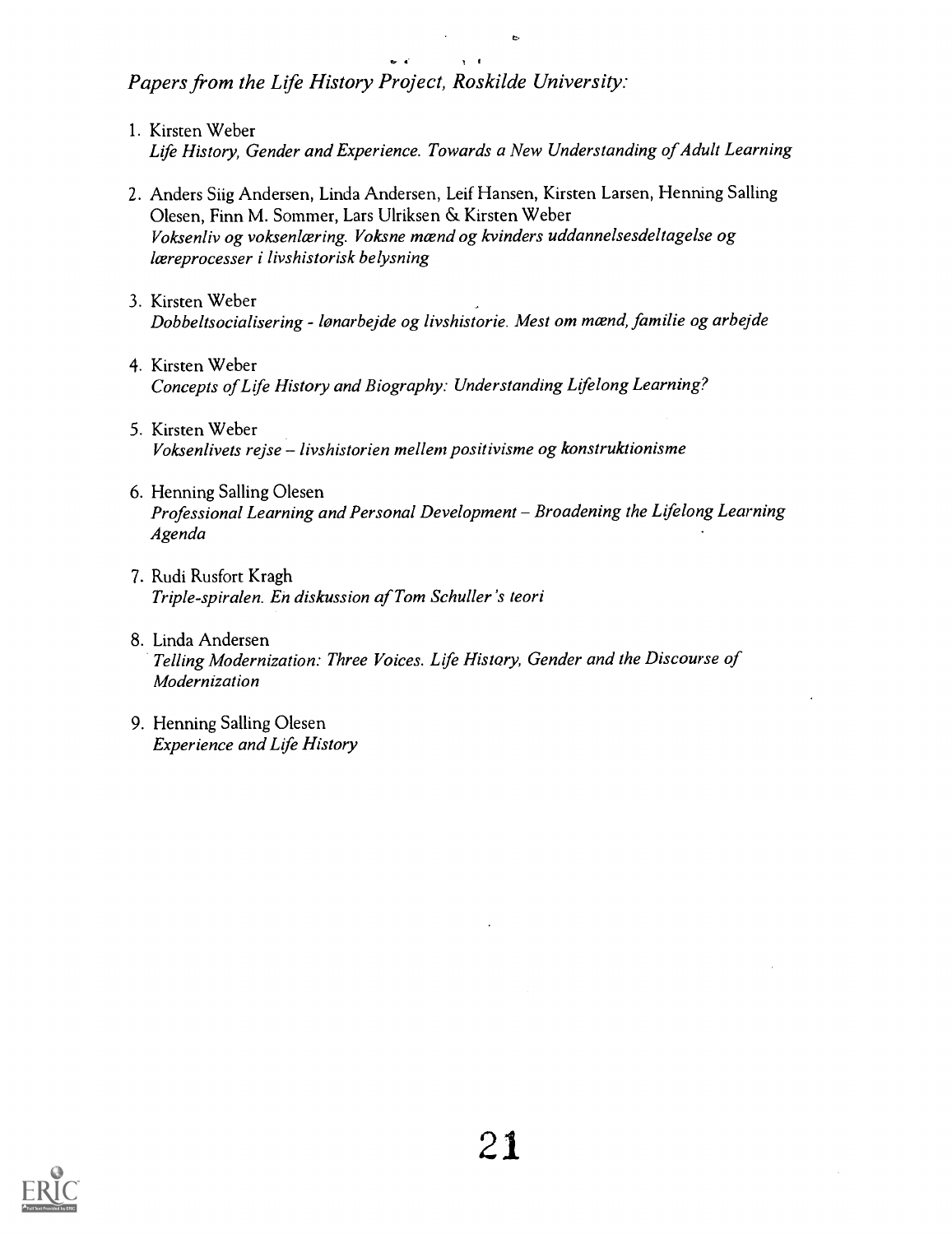*Papers from the Life History Project, Roskilde University:*

1. Kirsten Weber
   *Life History, Gender and Experience. Towards a New Understanding of Adult Learning*

2. Anders Siig Andersen, Linda Andersen, Leif Hansen, Kirsten Larsen, Henning Salling Olesen, Finn M. Sommer, Lars Ulriksen & Kirsten Weber
   *Voksenliv og voksenlæring. Voksne mænd og kvinders uddannelsesdeltagelse og læreprocesser i livshistorisk belysning*

3. Kirsten Weber
   *Dobbeltsocialisering - lønarbejde og livshistorie. Mest om mænd, familie og arbejde*

4. Kirsten Weber
   *Concepts of Life History and Biography: Understanding Lifelong Learning?*

5. Kirsten Weber
   *Voksenlivets rejse – livshistorien mellem positivisme og konstruktionisme*

6. Henning Salling Olesen
   *Professional Learning and Personal Development – Broadening the Lifelong Learning Agenda*

7. Rudi Rusfort Kragh
   *Triple-spiralen. En diskussion af Tom Schuller's teori*

8. Linda Andersen
   *Telling Modernization: Three Voices. Life History, Gender and the Discourse of Modernization*

9. Henning Salling Olesen
   *Experience and Life History*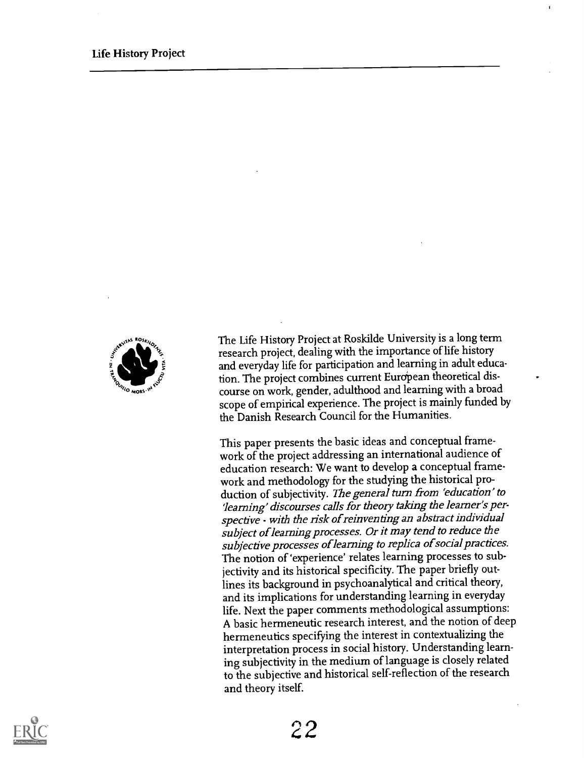# Life History Project

The Life History Project at Roskilde University is a long term research project, dealing with the importance of life history and everyday life for participation and learning in adult education. The project combines current European theoretical discourse on work, gender, adulthood and learning with a broad scope of empirical experience. The project is mainly funded by the Danish Research Council for the Humanities.

This paper presents the basic ideas and conceptual framework of the project addressing an international audience of education research: We want to develop a conceptual framework and methodology for the studying the historical production of subjectivity. *The general turn from 'education' to 'learning' discourses calls for theory taking the learner's perspective - with the risk of reinventing an abstract individual subject of learning processes. Or it may tend to reduce the subjective processes of learning to replica of social practices.* The notion of 'experience' relates learning processes to subjectivity and its historical specificity. The paper briefly outlines its background in psychoanalytical and critical theory, and its implications for understanding learning in everyday life. Next the paper comments methodological assumptions: A basic hermeneutic research interest, and the notion of deep hermeneutics specifying the interest in contextualizing the interpretation process in social history. Understanding learning subjectivity in the medium of language is closely related to the subjective and historical self-reflection of the research and theory itself.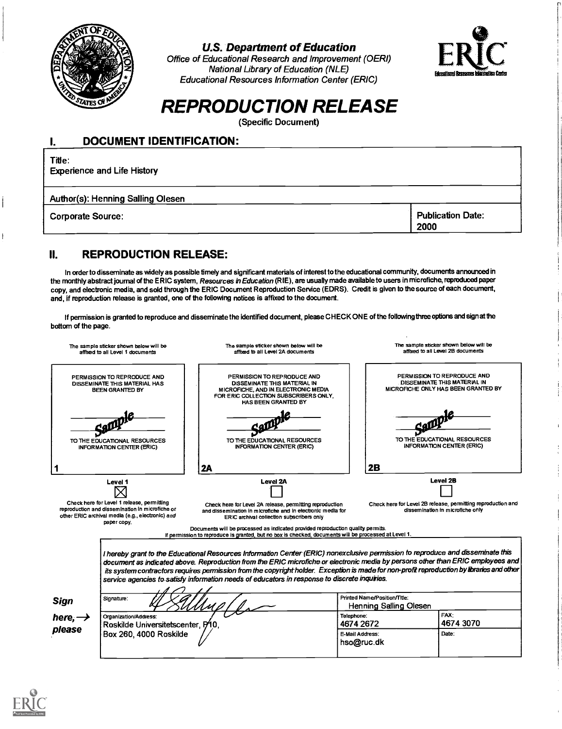**U.S. Department of Education**
*Office of Educational Research and Improvement (OERI)*
*National Library of Education (NLE)*
*Educational Resources Information Center (ERIC)*

# REPRODUCTION RELEASE

(Specific Document)

## I. DOCUMENT IDENTIFICATION:

Title:
Experience and Life History

Author(s): Henning Salling Olesen

| Corporate Source: | Publication Date: 2000 |
|---|---|

## II. REPRODUCTION RELEASE:

In order to disseminate as widely as possible timely and significant materials of interest to the educational community, documents announced in the monthly abstract journal of the ERIC system, *Resources in Education* (RIE), are usually made available to users in microfiche, reproduced paper copy, and electronic media, and sold through the ERIC Document Reproduction Service (EDRS). Credit is given to the source of each document, and, if reproduction release is granted, one of the following notices is affixed to the document.

If permission is granted to reproduce and disseminate the identified document, please CHECK ONE of the following three options and sign at the bottom of the page.

| The sample sticker shown below will be affixed to all Level 1 documents | The sample sticker shown below will be affixed to all Level 2A documents | The sample sticker shown below will be affixed to all Level 2B documents |
|---|---|---|
| PERMISSION TO REPRODUCE AND DISSEMINATE THIS MATERIAL HAS BEEN GRANTED BY<br>Sample<br>TO THE EDUCATIONAL RESOURCES INFORMATION CENTER (ERIC)<br>1 | PERMISSION TO REPRODUCE AND DISSEMINATE THIS MATERIAL IN MICROFICHE, AND IN ELECTRONIC MEDIA FOR ERIC COLLECTION SUBSCRIBERS ONLY, HAS BEEN GRANTED BY<br>Sample<br>TO THE EDUCATIONAL RESOURCES INFORMATION CENTER (ERIC)<br>2A | PERMISSION TO REPRODUCE AND DISSEMINATE THIS MATERIAL IN MICROFICHE ONLY HAS BEEN GRANTED BY<br>Sample<br>TO THE EDUCATIONAL RESOURCES INFORMATION CENTER (ERIC)<br>2B |
| Level 1<br>☒ | Level 2A<br>☐ | Level 2B<br>☐ |
| Check here for Level 1 release, permitting reproduction and dissemination in microfiche or other ERIC archival media (e.g., electronic) *and* paper copy. | Check here for Level 2A release, permitting reproduction and dissemination in microfiche and in electronic media for ERIC archival collection subscribers only | Check here for Level 2B release, permitting reproduction and dissemination in microfiche only |

Documents will be processed as indicated provided reproduction quality permits.
If permission to reproduce is granted, but no box is checked, documents will be processed at Level 1.

*I hereby grant to the Educational Resources Information Center (ERIC) nonexclusive permission to reproduce and disseminate this document as indicated above. Reproduction from the ERIC microfiche or electronic media by persons other than ERIC employees and its system contractors requires permission from the copyright holder. Exception is made for non-profit reproduction by libraries and other service agencies to satisfy information needs of educators in response to discrete inquiries.*

**Sign here, → please**

| Signature: [signature] | Printed Name/Position/Title: Henning Salling Olesen | |
|---|---|---|
| Organization/Address: Roskilde Universitetscenter, P10, Box 260, 4000 Roskilde | Telephone: 4674 2672 | FAX: 4674 3070 |
| | E-Mail Address: hso@ruc.dk | Date: |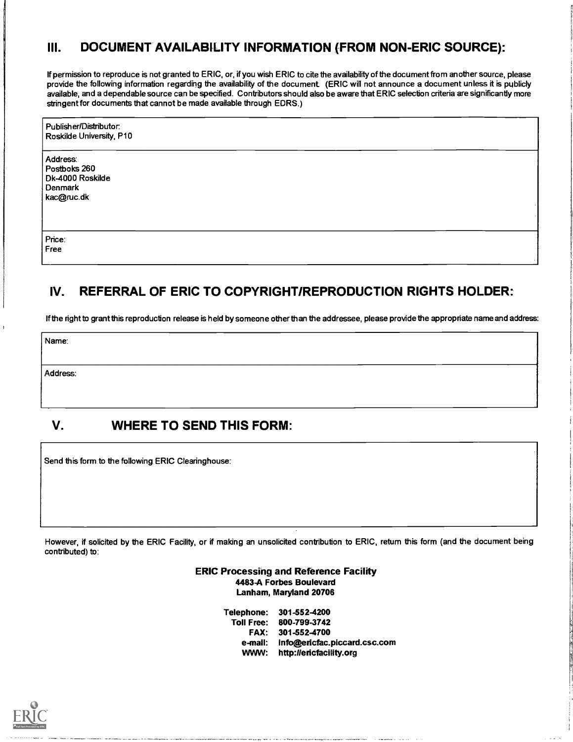## III. DOCUMENT AVAILABILITY INFORMATION (FROM NON-ERIC SOURCE):

If permission to reproduce is not granted to ERIC, or, if you wish ERIC to cite the availability of the document from another source, please provide the following information regarding the availability of the document. (ERIC will not announce a document unless it is publicly available, and a dependable source can be specified. Contributors should also be aware that ERIC selection criteria are significantly more stringent for documents that cannot be made available through EDRS.)

Publisher/Distributor:
Roskilde University, P10

Address:
Postboks 260
Dk-4000 Roskilde
Denmark
kac@ruc.dk

Price:
Free

## IV. REFERRAL OF ERIC TO COPYRIGHT/REPRODUCTION RIGHTS HOLDER:

If the right to grant this reproduction release is held by someone other than the addressee, please provide the appropriate name and address:

Name:

Address:

## V. WHERE TO SEND THIS FORM:

Send this form to the following ERIC Clearinghouse:

However, if solicited by the ERIC Facility, or if making an unsolicited contribution to ERIC, return this form (and the document being contributed) to:

**ERIC Processing and Reference Facility**
**4483-A Forbes Boulevard**
**Lanham, Maryland 20706**

**Telephone:** 301-552-4200
**Toll Free:** 800-799-3742
**FAX:** 301-552-4700
**e-mail:** info@ericfac.piccard.csc.com
**WWW:** http://ericfacility.org